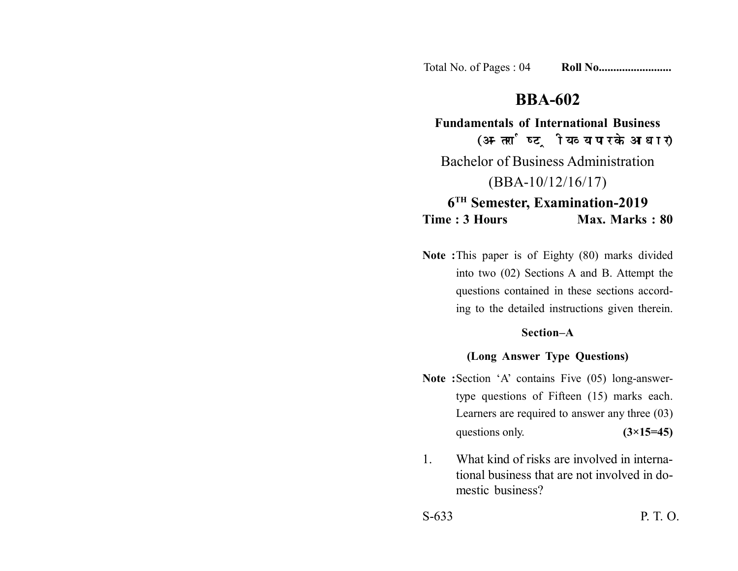Total No. of Pages : 04 **Roll No........................**

# BBA-602

**Fundamentals of International Business**
**(अन्तर्राष्ट्रीय व्यापार के आधार)**

Bachelor of Business Administration
(BBA-10/12/16/17)

**6TH Semester, Examination-2019**

**Time : 3 Hours** **Max. Marks : 80**

**Note :** This paper is of Eighty (80) marks divided into two (02) Sections A and B. Attempt the questions contained in these sections according to the detailed instructions given therein.

## Section–A

### (Long Answer Type Questions)

**Note :** Section 'A' contains Five (05) long-answer-type questions of Fifteen (15) marks each. Learners are required to answer any three (03) questions only. **(3×15=45)**

1. What kind of risks are involved in international business that are not involved in domestic business?

S-633 P. T. O.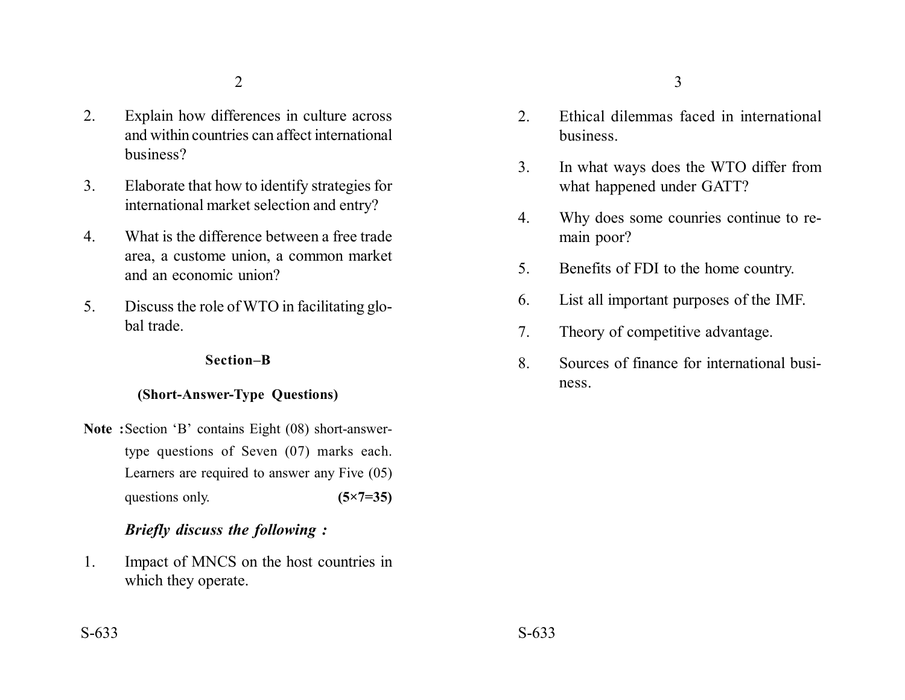2. Explain how differences in culture across and within countries can affect international business?

3. Elaborate that how to identify strategies for international market selection and entry?

4. What is the difference between a free trade area, a custome union, a common market and an economic union?

5. Discuss the role of WTO in facilitating global trade.

**Section–B**

**(Short-Answer-Type Questions)**

**Note :** Section 'B' contains Eight (08) short-answer-type questions of Seven (07) marks each. Learners are required to answer any Five (05) questions only. **(5×7=35)**

***Briefly discuss the following :***

1. Impact of MNCS on the host countries in which they operate.

2. Ethical dilemmas faced in international business.

3. In what ways does the WTO differ from what happened under GATT?

4. Why does some counries continue to remain poor?

5. Benefits of FDI to the home country.

6. List all important purposes of the IMF.

7. Theory of competitive advantage.

8. Sources of finance for international business.